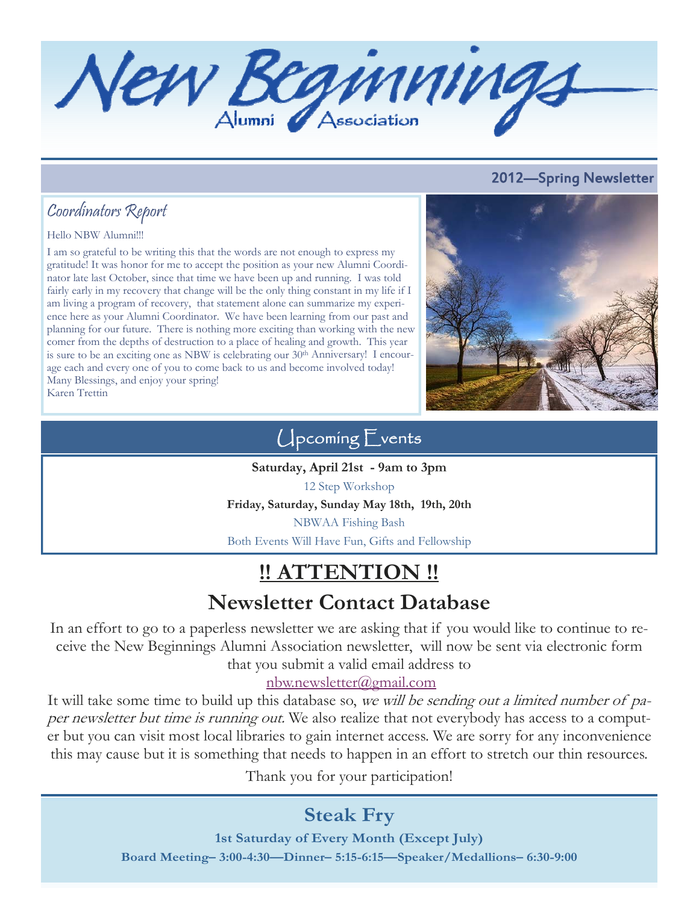# New Beginnings

Alumni Association

**2012—Spring Newsletter**

## Coordinators Report

Hello NBW Alumni!!!

I am so grateful to be writing this that the words are not enough to express my gratitude! It was honor for me to accept the position as your new Alumni Coordinator late last October, since that time we have been up and running. I was told fairly early in my recovery that change will be the only thing constant in my life if I am living a program of recovery, that statement alone can summarize my experience here as your Alumni Coordinator. We have been learning from our past and planning for our future. There is nothing more exciting than working with the new comer from the depths of destruction to a place of healing and growth. This year is sure to be an exciting one as NBW is celebrating our 30th Anniversary! I encourage each and every one of you to come back to us and become involved today!
Many Blessings, and enjoy your spring!
Karen Trettin

## Upcoming Events

**Saturday, April 21st - 9am to 3pm**

12 Step Workshop

**Friday, Saturday, Sunday May 18th, 19th, 20th**

NBWAA Fishing Bash

Both Events Will Have Fun, Gifts and Fellowship

# !! ATTENTION !!

## Newsletter Contact Database

In an effort to go to a paperless newsletter we are asking that if you would like to continue to receive the New Beginnings Alumni Association newsletter, will now be sent via electronic form that you submit a valid email address to

nbw.newsletter@gmail.com

It will take some time to build up this database so, *we will be sending out a limited number of paper newsletter but time is running out.* We also realize that not everybody has access to a computer but you can visit most local libraries to gain internet access. We are sorry for any inconvenience this may cause but it is something that needs to happen in an effort to stretch our thin resources.

Thank you for your participation!

## Steak Fry

**1st Saturday of Every Month (Except July)**

**Board Meeting– 3:00-4:30—Dinner– 5:15-6:15—Speaker/Medallions– 6:30-9:00**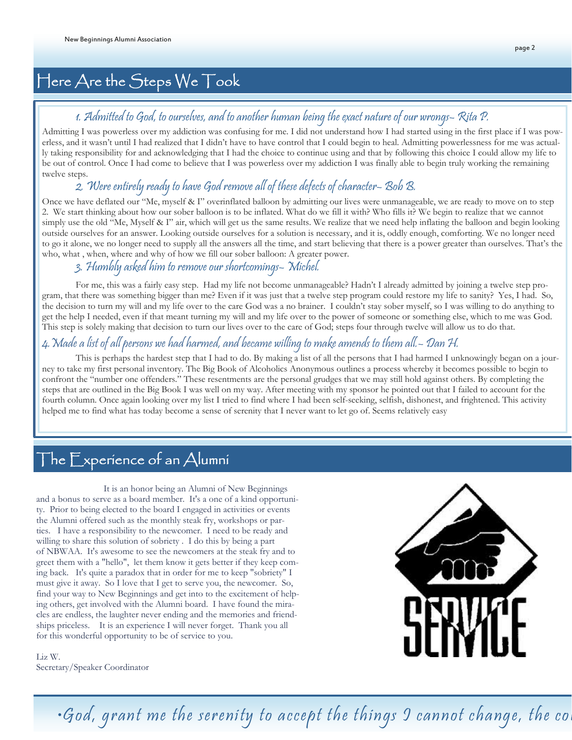## Here Are the Steps We Took

### *1. Admitted to God, to ourselves, and to another human being the exact nature of our wrongs– Rita P.*

Admitting I was powerless over my addiction was confusing for me. I did not understand how I had started using in the first place if I was powerless, and it wasn't until I had realized that I didn't have to have control that I could begin to heal. Admitting powerlessness for me was actually taking responsibility for and acknowledging that I had the choice to continue using and that by following this choice I could allow my life to be out of control. Once I had come to believe that I was powerless over my addiction I was finally able to begin truly working the remaining twelve steps.

### *2. Were entirely ready to have God remove all of these defects of character– Bob B.*

Once we have deflated our "Me, myself & I" overinflated balloon by admitting our lives were unmanageable, we are ready to move on to step 2. We start thinking about how our sober balloon is to be inflated. What do we fill it with? Who fills it? We begin to realize that we cannot simply use the old "Me, Myself & I" air, which will get us the same results. We realize that we need help inflating the balloon and begin looking outside ourselves for an answer. Looking outside ourselves for a solution is necessary, and it is, oddly enough, comforting. We no longer need to go it alone, we no longer need to supply all the answers all the time, and start believing that there is a power greater than ourselves. That's the who, what , when, where and why of how we fill our sober balloon: A greater power.

### *3. Humbly asked him to remove our shortcomings– Michel.*

For me, this was a fairly easy step. Had my life not become unmanageable? Hadn't I already admitted by joining a twelve step program, that there was something bigger than me? Even if it was just that a twelve step program could restore my life to sanity? Yes, I had. So, the decision to turn my will and my life over to the care God was a no brainer. I couldn't stay sober myself, so I was willing to do anything to get the help I needed, even if that meant turning my will and my life over to the power of someone or something else, which to me was God. This step is solely making that decision to turn our lives over to the care of God; steps four through twelve will allow us to do that.

### *4. Made a list of all persons we had harmed, and became willing to make amends to them all.– Dan H.*

This is perhaps the hardest step that I had to do. By making a list of all the persons that I had harmed I unknowingly began on a journey to take my first personal inventory. The Big Book of Alcoholics Anonymous outlines a process whereby it becomes possible to begin to confront the "number one offenders." These resentments are the personal grudges that we may still hold against others. By completing the steps that are outlined in the Big Book I was well on my way. After meeting with my sponsor he pointed out that I failed to account for the fourth column. Once again looking over my list I tried to find where I had been self-seeking, selfish, dishonest, and frightened. This activity helped me to find what has today become a sense of serenity that I never want to let go of. Seems relatively easy

## The Experience of an Alumni

It is an honor being an Alumni of New Beginnings and a bonus to serve as a board member. It's a one of a kind opportunity. Prior to being elected to the board I engaged in activities or events the Alumni offered such as the monthly steak fry, workshops or parties. I have a responsibility to the newcomer. I need to be ready and willing to share this solution of sobriety . I do this by being a part of NBWAA. It's awesome to see the newcomers at the steak fry and to greet them with a "hello", let them know it gets better if they keep coming back. It's quite a paradox that in order for me to keep "sobriety" I must give it away. So I love that I get to serve you, the newcomer. So, find your way to New Beginnings and get into to the excitement of helping others, get involved with the Alumni board. I have found the miracles are endless, the laughter never ending and the memories and friendships priceless. It is an experience I will never forget. Thank you all for this wonderful opportunity to be of service to you.

Liz W.
Secretary/Speaker Coordinator

SERVICE

*•God, grant me the serenity to accept the things I cannot change, the co*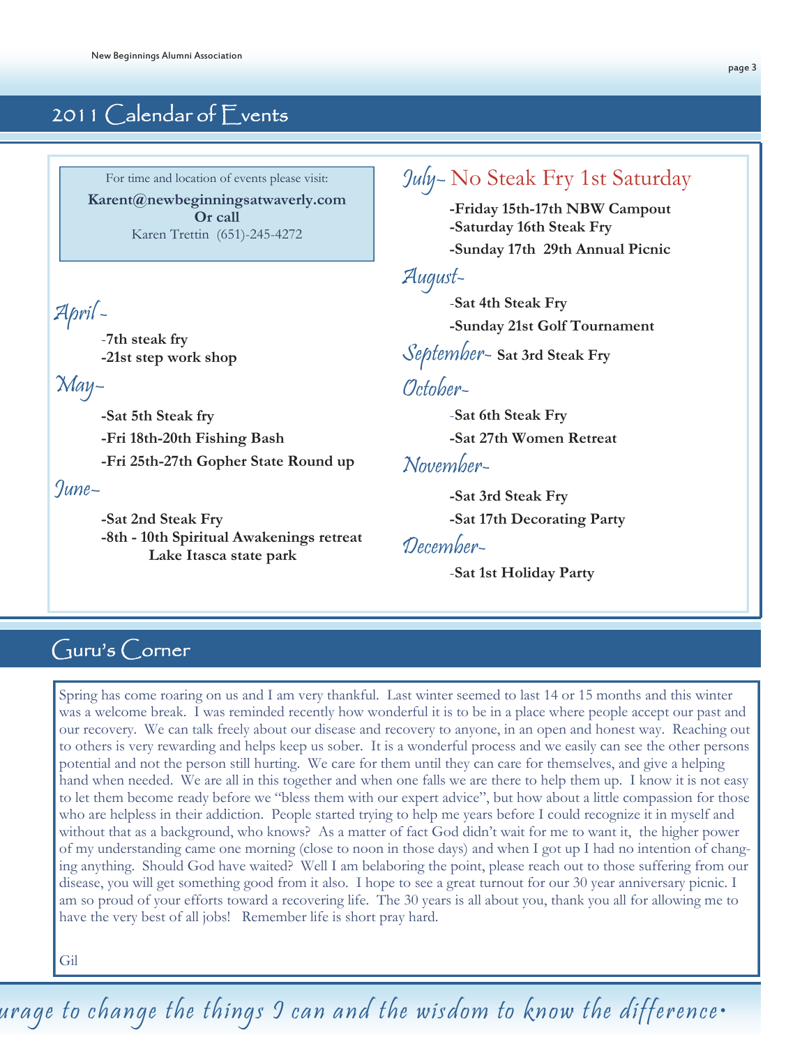## 2011 Calendar of Events

For time and location of events please visit:
**Karent@newbeginningsatwaverly.com**
**Or call**
Karen Trettin (651)-245-4272

### April -

-**7th steak fry**
**-21st step work shop**

### May-

**-Sat 5th Steak fry**
**-Fri 18th-20th Fishing Bash**
**-Fri 25th-27th Gopher State Round up**

### June-

**-Sat 2nd Steak Fry**
**-8th - 10th Spiritual Awakenings retreat Lake Itasca state park**

### July- No Steak Fry 1st Saturday

**-Friday 15th-17th NBW Campout**
**-Saturday 16th Steak Fry**
**-Sunday 17th 29th Annual Picnic**

### August-

-**Sat 4th Steak Fry**
**-Sunday 21st Golf Tournament**

### September- **Sat 3rd Steak Fry**

### October-

-**Sat 6th Steak Fry**
**-Sat 27th Women Retreat**

### November-

**-Sat 3rd Steak Fry**
**-Sat 17th Decorating Party**

### December-

-**Sat 1st Holiday Party**

## Guru's Corner

Spring has come roaring on us and I am very thankful. Last winter seemed to last 14 or 15 months and this winter was a welcome break. I was reminded recently how wonderful it is to be in a place where people accept our past and our recovery. We can talk freely about our disease and recovery to anyone, in an open and honest way. Reaching out to others is very rewarding and helps keep us sober. It is a wonderful process and we easily can see the other persons potential and not the person still hurting. We care for them until they can care for themselves, and give a helping hand when needed. We are all in this together and when one falls we are there to help them up. I know it is not easy to let them become ready before we "bless them with our expert advice", but how about a little compassion for those who are helpless in their addiction. People started trying to help me years before I could recognize it in myself and without that as a background, who knows? As a matter of fact God didn't wait for me to want it, the higher power of my understanding came one morning (close to noon in those days) and when I got up I had no intention of changing anything. Should God have waited? Well I am belaboring the point, please reach out to those suffering from our disease, you will get something good from it also. I hope to see a great turnout for our 30 year anniversary picnic. I am so proud of your efforts toward a recovering life. The 30 years is all about you, thank you all for allowing me to have the very best of all jobs! Remember life is short pray hard.

Gil

*urage to change the things I can and the wisdom to know the difference.*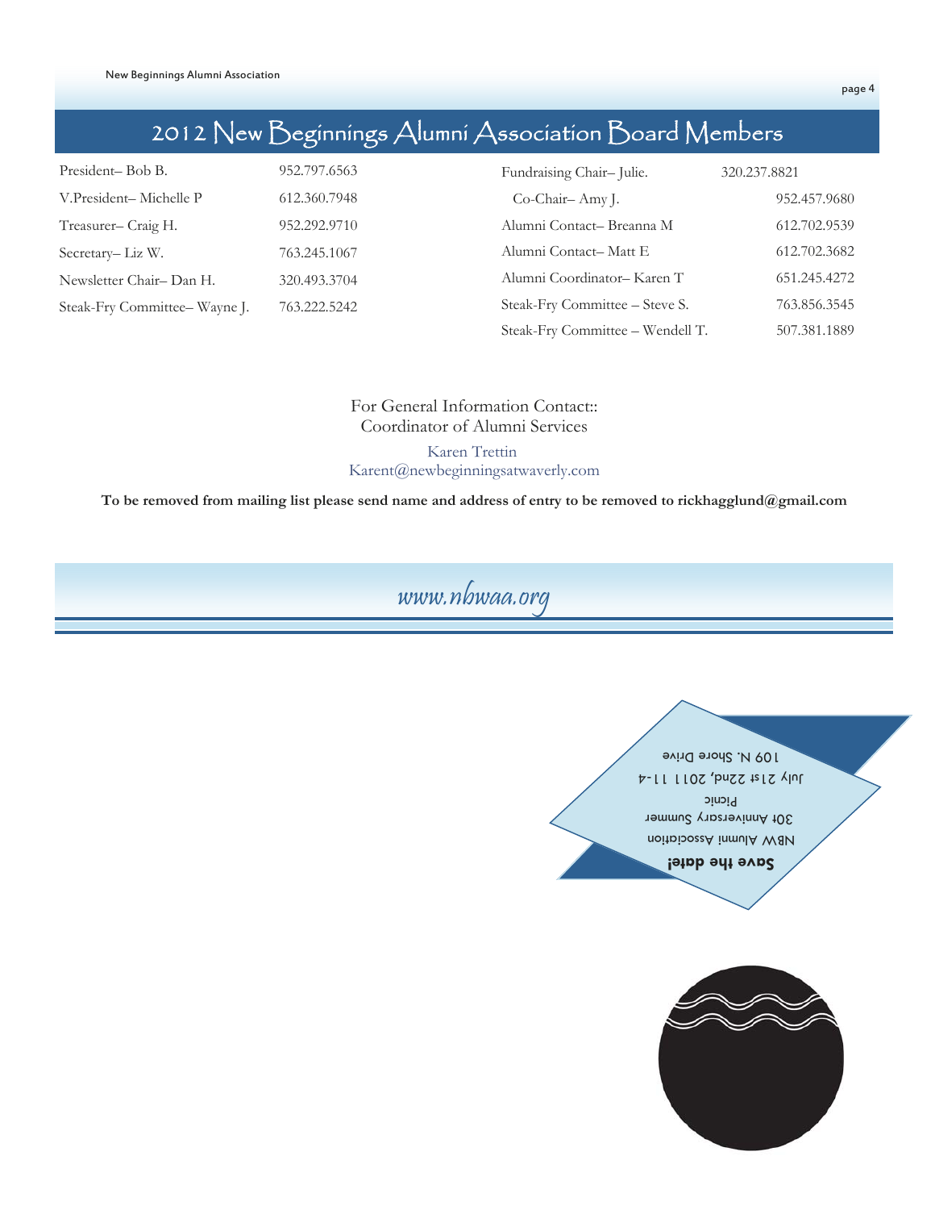## 2012 New Beginnings Alumni Association Board Members

| | |
|---|---|
| President– Bob B. | 952.797.6563 |
| V.President– Michelle P | 612.360.7948 |
| Treasurer– Craig H. | 952.292.9710 |
| Secretary– Liz W. | 763.245.1067 |
| Newsletter Chair– Dan H. | 320.493.3704 |
| Steak-Fry Committee– Wayne J. | 763.222.5242 |
| Fundraising Chair– Julie. | 320.237.8821 |
| Co-Chair– Amy J. | 952.457.9680 |
| Alumni Contact– Breanna M | 612.702.9539 |
| Alumni Contact– Matt E | 612.702.3682 |
| Alumni Coordinator– Karen T | 651.245.4272 |
| Steak-Fry Committee – Steve S. | 763.856.3545 |
| Steak-Fry Committee – Wendell T. | 507.381.1889 |

For General Information Contact::
Coordinator of Alumni Services

Karen Trettin
Karent@newbeginningsatwaverly.com

**To be removed from mailing list please send name and address of entry to be removed to rickhagglund@gmail.com**

*www.nbwaa.org*

**Save the date!**
NBW Alumni Association
30t Anniversary Summer
Picnic
July 21st 22nd, 2011 11-4
109 N. Shore Drive